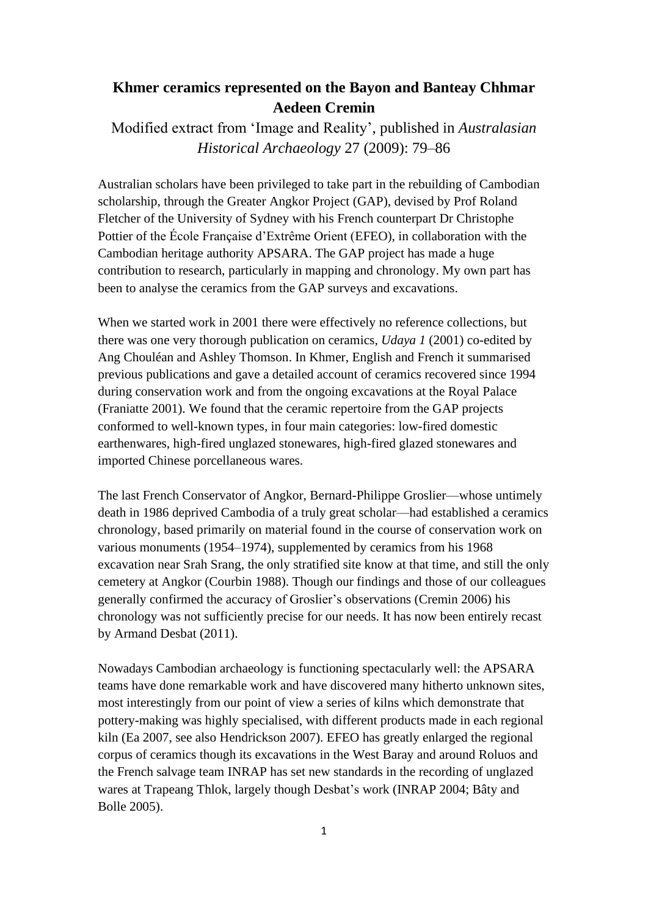# Khmer ceramics represented on the Bayon and Banteay Chhmar
## Aedeen Cremin

Modified extract from 'Image and Reality', published in *Australasian Historical Archaeology* 27 (2009): 79–86

Australian scholars have been privileged to take part in the rebuilding of Cambodian scholarship, through the Greater Angkor Project (GAP), devised by Prof Roland Fletcher of the University of Sydney with his French counterpart Dr Christophe Pottier of the École Française d'Extrême Orient (EFEO), in collaboration with the Cambodian heritage authority APSARA. The GAP project has made a huge contribution to research, particularly in mapping and chronology. My own part has been to analyse the ceramics from the GAP surveys and excavations.

When we started work in 2001 there were effectively no reference collections, but there was one very thorough publication on ceramics, *Udaya 1* (2001) co-edited by Ang Chouléan and Ashley Thomson. In Khmer, English and French it summarised previous publications and gave a detailed account of ceramics recovered since 1994 during conservation work and from the ongoing excavations at the Royal Palace (Franiatte 2001). We found that the ceramic repertoire from the GAP projects conformed to well-known types, in four main categories: low-fired domestic earthenwares, high-fired unglazed stonewares, high-fired glazed stonewares and imported Chinese porcellaneous wares.

The last French Conservator of Angkor, Bernard-Philippe Groslier—whose untimely death in 1986 deprived Cambodia of a truly great scholar—had established a ceramics chronology, based primarily on material found in the course of conservation work on various monuments (1954–1974), supplemented by ceramics from his 1968 excavation near Srah Srang, the only stratified site know at that time, and still the only cemetery at Angkor (Courbin 1988). Though our findings and those of our colleagues generally confirmed the accuracy of Groslier's observations (Cremin 2006) his chronology was not sufficiently precise for our needs. It has now been entirely recast by Armand Desbat (2011).

Nowadays Cambodian archaeology is functioning spectacularly well: the APSARA teams have done remarkable work and have discovered many hitherto unknown sites, most interestingly from our point of view a series of kilns which demonstrate that pottery-making was highly specialised, with different products made in each regional kiln (Ea 2007, see also Hendrickson 2007). EFEO has greatly enlarged the regional corpus of ceramics though its excavations in the West Baray and around Roluos and the French salvage team INRAP has set new standards in the recording of unglazed wares at Trapeang Thlok, largely though Desbat's work (INRAP 2004; Bâty and Bolle 2005).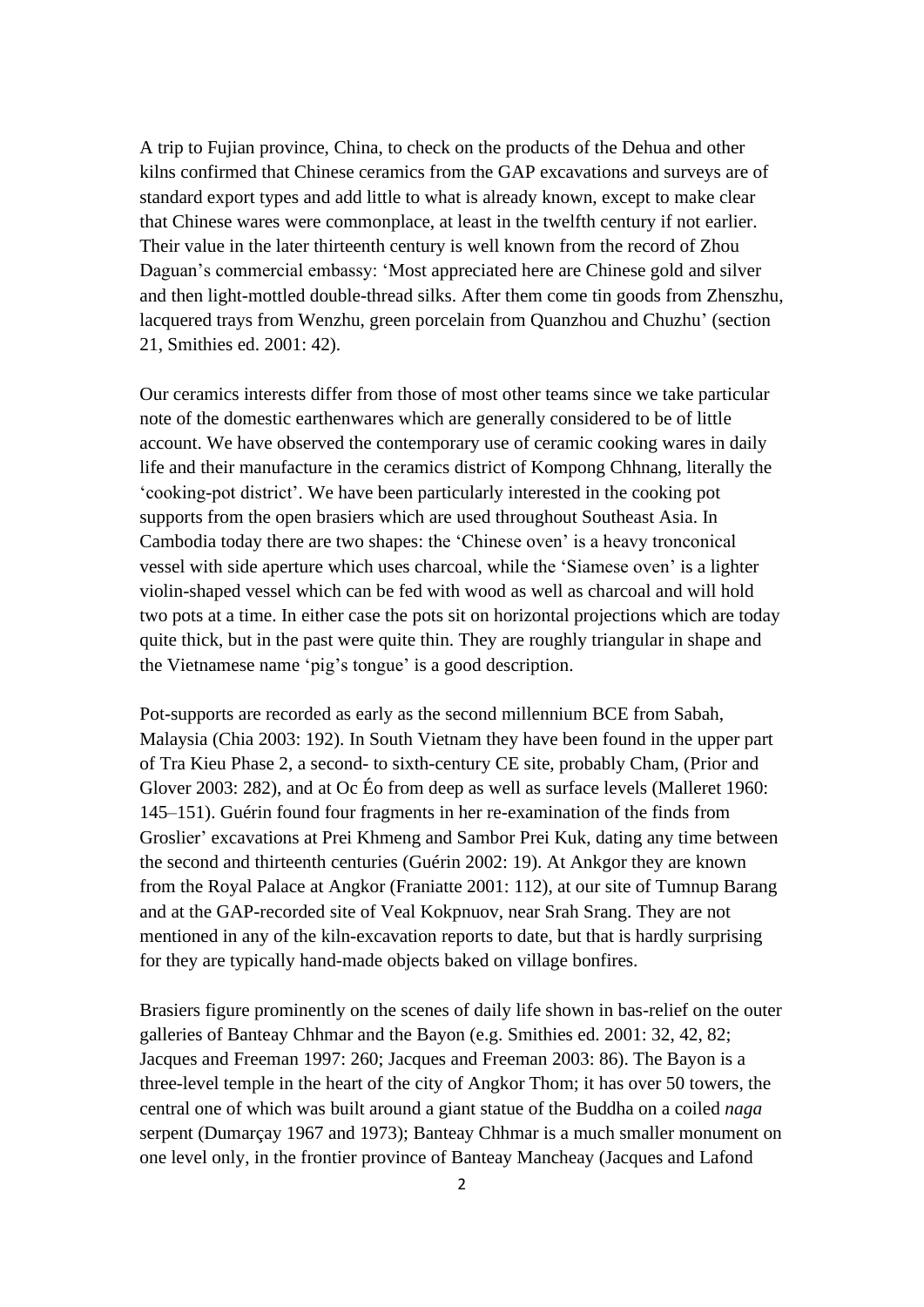A trip to Fujian province, China, to check on the products of the Dehua and other kilns confirmed that Chinese ceramics from the GAP excavations and surveys are of standard export types and add little to what is already known, except to make clear that Chinese wares were commonplace, at least in the twelfth century if not earlier. Their value in the later thirteenth century is well known from the record of Zhou Daguan's commercial embassy: 'Most appreciated here are Chinese gold and silver and then light-mottled double-thread silks. After them come tin goods from Zhenszhu, lacquered trays from Wenzhu, green porcelain from Quanzhou and Chuzhu' (section 21, Smithies ed. 2001: 42).

Our ceramics interests differ from those of most other teams since we take particular note of the domestic earthenwares which are generally considered to be of little account. We have observed the contemporary use of ceramic cooking wares in daily life and their manufacture in the ceramics district of Kompong Chhnang, literally the 'cooking-pot district'. We have been particularly interested in the cooking pot supports from the open brasiers which are used throughout Southeast Asia. In Cambodia today there are two shapes: the 'Chinese oven' is a heavy tronconical vessel with side aperture which uses charcoal, while the 'Siamese oven' is a lighter violin-shaped vessel which can be fed with wood as well as charcoal and will hold two pots at a time. In either case the pots sit on horizontal projections which are today quite thick, but in the past were quite thin. They are roughly triangular in shape and the Vietnamese name 'pig's tongue' is a good description.

Pot-supports are recorded as early as the second millennium BCE from Sabah, Malaysia (Chia 2003: 192). In South Vietnam they have been found in the upper part of Tra Kieu Phase 2, a second- to sixth-century CE site, probably Cham, (Prior and Glover 2003: 282), and at Oc Éo from deep as well as surface levels (Malleret 1960: 145–151). Guérin found four fragments in her re-examination of the finds from Groslier' excavations at Prei Khmeng and Sambor Prei Kuk, dating any time between the second and thirteenth centuries (Guérin 2002: 19). At Ankgor they are known from the Royal Palace at Angkor (Franiatte 2001: 112), at our site of Tumnup Barang and at the GAP-recorded site of Veal Kokpnuov, near Srah Srang. They are not mentioned in any of the kiln-excavation reports to date, but that is hardly surprising for they are typically hand-made objects baked on village bonfires.

Brasiers figure prominently on the scenes of daily life shown in bas-relief on the outer galleries of Banteay Chhmar and the Bayon (e.g. Smithies ed. 2001: 32, 42, 82; Jacques and Freeman 1997: 260; Jacques and Freeman 2003: 86). The Bayon is a three-level temple in the heart of the city of Angkor Thom; it has over 50 towers, the central one of which was built around a giant statue of the Buddha on a coiled *naga* serpent (Dumarçay 1967 and 1973); Banteay Chhmar is a much smaller monument on one level only, in the frontier province of Banteay Mancheay (Jacques and Lafond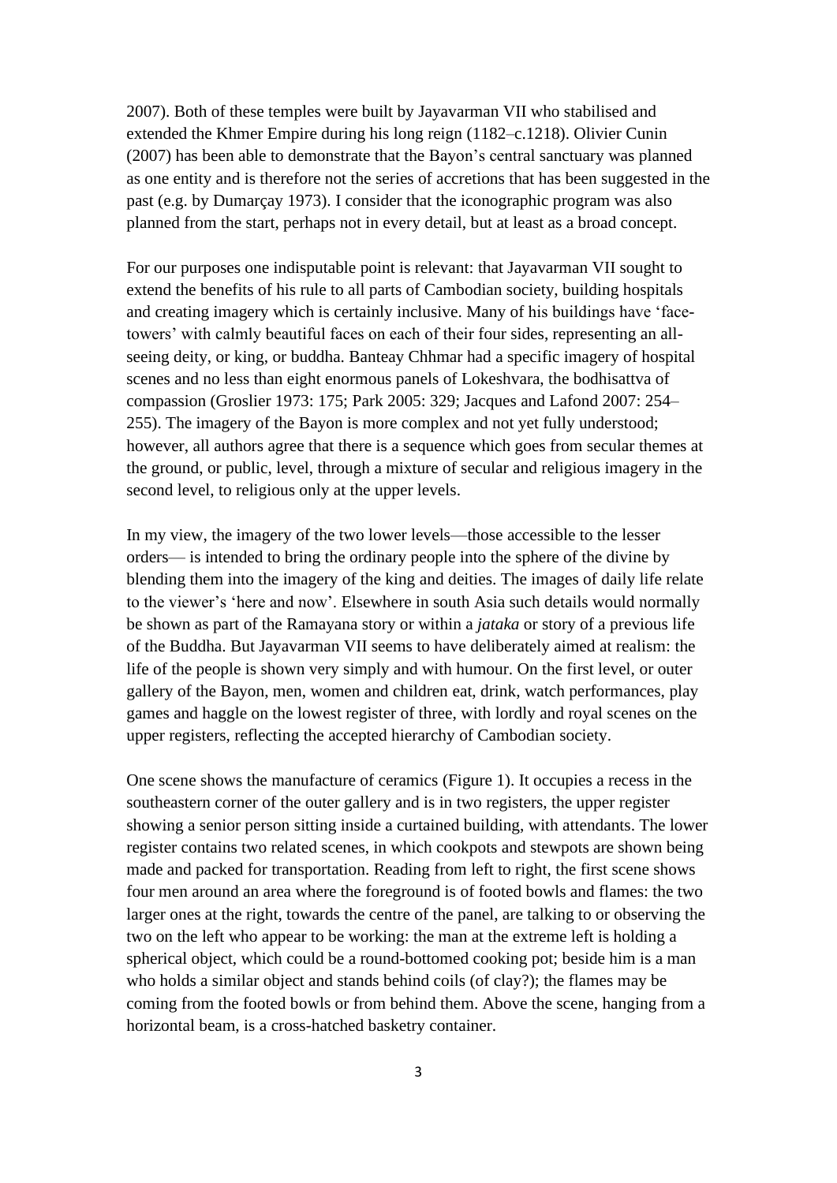2007). Both of these temples were built by Jayavarman VII who stabilised and extended the Khmer Empire during his long reign (1182–c.1218). Olivier Cunin (2007) has been able to demonstrate that the Bayon's central sanctuary was planned as one entity and is therefore not the series of accretions that has been suggested in the past (e.g. by Dumarçay 1973). I consider that the iconographic program was also planned from the start, perhaps not in every detail, but at least as a broad concept.

For our purposes one indisputable point is relevant: that Jayavarman VII sought to extend the benefits of his rule to all parts of Cambodian society, building hospitals and creating imagery which is certainly inclusive. Many of his buildings have 'face-towers' with calmly beautiful faces on each of their four sides, representing an all-seeing deity, or king, or buddha. Banteay Chhmar had a specific imagery of hospital scenes and no less than eight enormous panels of Lokeshvara, the bodhisattva of compassion (Groslier 1973: 175; Park 2005: 329; Jacques and Lafond 2007: 254–255). The imagery of the Bayon is more complex and not yet fully understood; however, all authors agree that there is a sequence which goes from secular themes at the ground, or public, level, through a mixture of secular and religious imagery in the second level, to religious only at the upper levels.

In my view, the imagery of the two lower levels—those accessible to the lesser orders— is intended to bring the ordinary people into the sphere of the divine by blending them into the imagery of the king and deities. The images of daily life relate to the viewer's 'here and now'. Elsewhere in south Asia such details would normally be shown as part of the Ramayana story or within a *jataka* or story of a previous life of the Buddha. But Jayavarman VII seems to have deliberately aimed at realism: the life of the people is shown very simply and with humour. On the first level, or outer gallery of the Bayon, men, women and children eat, drink, watch performances, play games and haggle on the lowest register of three, with lordly and royal scenes on the upper registers, reflecting the accepted hierarchy of Cambodian society.

One scene shows the manufacture of ceramics (Figure 1). It occupies a recess in the southeastern corner of the outer gallery and is in two registers, the upper register showing a senior person sitting inside a curtained building, with attendants. The lower register contains two related scenes, in which cookpots and stewpots are shown being made and packed for transportation. Reading from left to right, the first scene shows four men around an area where the foreground is of footed bowls and flames: the two larger ones at the right, towards the centre of the panel, are talking to or observing the two on the left who appear to be working: the man at the extreme left is holding a spherical object, which could be a round-bottomed cooking pot; beside him is a man who holds a similar object and stands behind coils (of clay?); the flames may be coming from the footed bowls or from behind them. Above the scene, hanging from a horizontal beam, is a cross-hatched basketry container.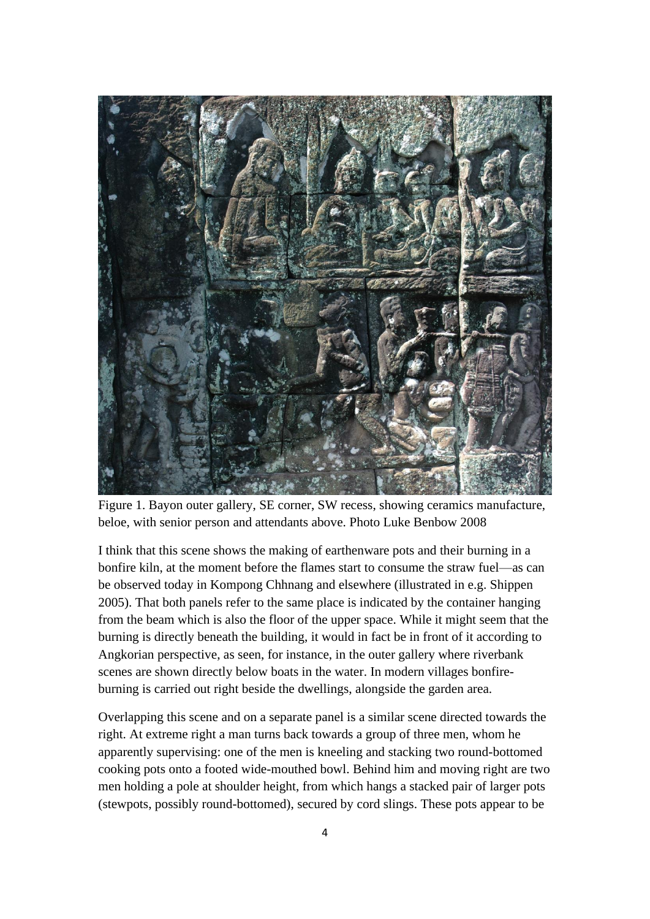Figure 1. Bayon outer gallery, SE corner, SW recess, showing ceramics manufacture, beloe, with senior person and attendants above. Photo Luke Benbow 2008

I think that this scene shows the making of earthenware pots and their burning in a bonfire kiln, at the moment before the flames start to consume the straw fuel—as can be observed today in Kompong Chhnang and elsewhere (illustrated in e.g. Shippen 2005). That both panels refer to the same place is indicated by the container hanging from the beam which is also the floor of the upper space. While it might seem that the burning is directly beneath the building, it would in fact be in front of it according to Angkorian perspective, as seen, for instance, in the outer gallery where riverbank scenes are shown directly below boats in the water. In modern villages bonfire-burning is carried out right beside the dwellings, alongside the garden area.

Overlapping this scene and on a separate panel is a similar scene directed towards the right. At extreme right a man turns back towards a group of three men, whom he apparently supervising: one of the men is kneeling and stacking two round-bottomed cooking pots onto a footed wide-mouthed bowl. Behind him and moving right are two men holding a pole at shoulder height, from which hangs a stacked pair of larger pots (stewpots, possibly round-bottomed), secured by cord slings. These pots appear to be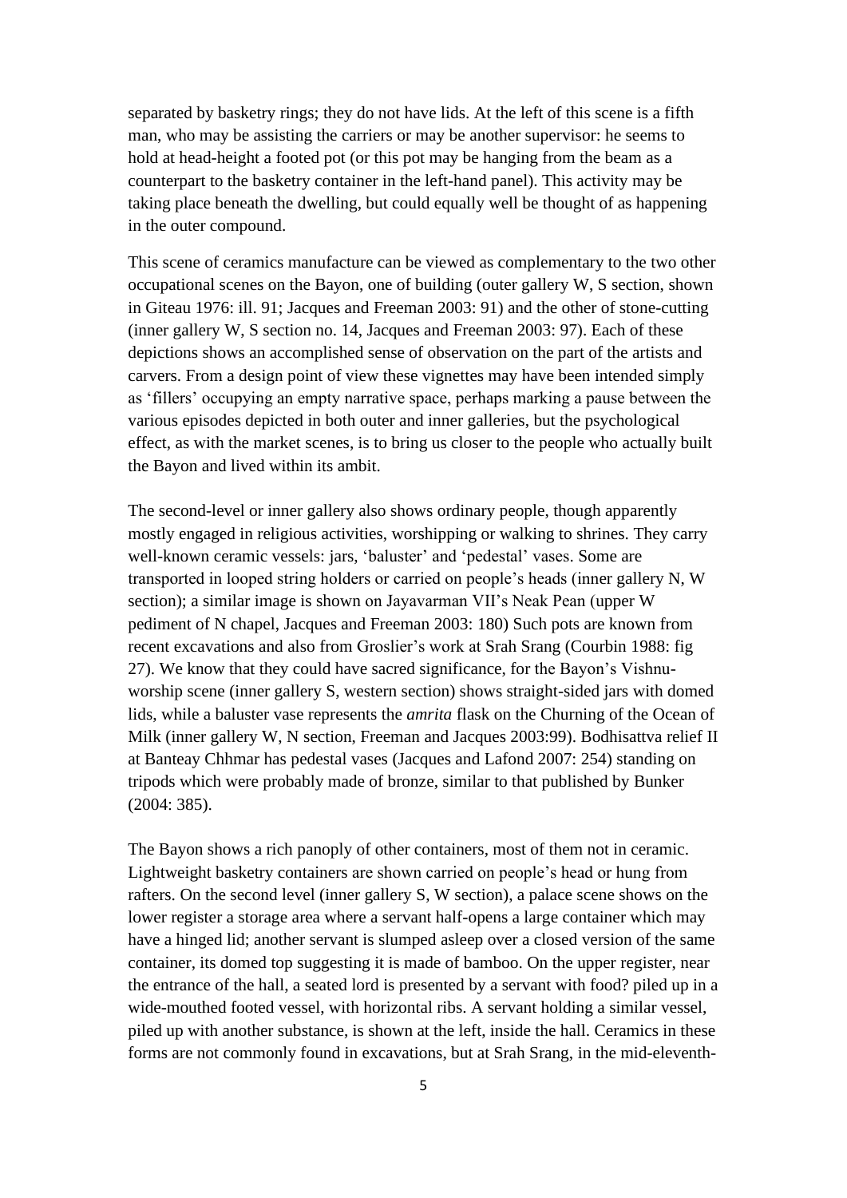separated by basketry rings; they do not have lids. At the left of this scene is a fifth man, who may be assisting the carriers or may be another supervisor: he seems to hold at head-height a footed pot (or this pot may be hanging from the beam as a counterpart to the basketry container in the left-hand panel). This activity may be taking place beneath the dwelling, but could equally well be thought of as happening in the outer compound.

This scene of ceramics manufacture can be viewed as complementary to the two other occupational scenes on the Bayon, one of building (outer gallery W, S section, shown in Giteau 1976: ill. 91; Jacques and Freeman 2003: 91) and the other of stone-cutting (inner gallery W, S section no. 14, Jacques and Freeman 2003: 97). Each of these depictions shows an accomplished sense of observation on the part of the artists and carvers. From a design point of view these vignettes may have been intended simply as 'fillers' occupying an empty narrative space, perhaps marking a pause between the various episodes depicted in both outer and inner galleries, but the psychological effect, as with the market scenes, is to bring us closer to the people who actually built the Bayon and lived within its ambit.

The second-level or inner gallery also shows ordinary people, though apparently mostly engaged in religious activities, worshipping or walking to shrines. They carry well-known ceramic vessels: jars, 'baluster' and 'pedestal' vases. Some are transported in looped string holders or carried on people's heads (inner gallery N, W section); a similar image is shown on Jayavarman VII's Neak Pean (upper W pediment of N chapel, Jacques and Freeman 2003: 180) Such pots are known from recent excavations and also from Groslier's work at Srah Srang (Courbin 1988: fig 27). We know that they could have sacred significance, for the Bayon's Vishnu-worship scene (inner gallery S, western section) shows straight-sided jars with domed lids, while a baluster vase represents the *amrita* flask on the Churning of the Ocean of Milk (inner gallery W, N section, Freeman and Jacques 2003:99). Bodhisattva relief II at Banteay Chhmar has pedestal vases (Jacques and Lafond 2007: 254) standing on tripods which were probably made of bronze, similar to that published by Bunker (2004: 385).

The Bayon shows a rich panoply of other containers, most of them not in ceramic. Lightweight basketry containers are shown carried on people's head or hung from rafters. On the second level (inner gallery S, W section), a palace scene shows on the lower register a storage area where a servant half-opens a large container which may have a hinged lid; another servant is slumped asleep over a closed version of the same container, its domed top suggesting it is made of bamboo. On the upper register, near the entrance of the hall, a seated lord is presented by a servant with food? piled up in a wide-mouthed footed vessel, with horizontal ribs. A servant holding a similar vessel, piled up with another substance, is shown at the left, inside the hall. Ceramics in these forms are not commonly found in excavations, but at Srah Srang, in the mid-eleventh-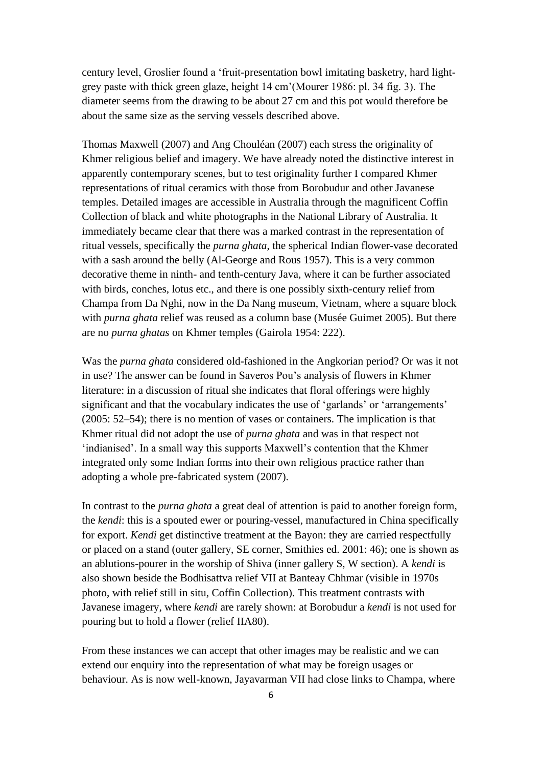century level, Groslier found a 'fruit-presentation bowl imitating basketry, hard light-grey paste with thick green glaze, height 14 cm'(Mourer 1986: pl. 34 fig. 3). The diameter seems from the drawing to be about 27 cm and this pot would therefore be about the same size as the serving vessels described above.

Thomas Maxwell (2007) and Ang Chouléan (2007) each stress the originality of Khmer religious belief and imagery. We have already noted the distinctive interest in apparently contemporary scenes, but to test originality further I compared Khmer representations of ritual ceramics with those from Borobudur and other Javanese temples. Detailed images are accessible in Australia through the magnificent Coffin Collection of black and white photographs in the National Library of Australia. It immediately became clear that there was a marked contrast in the representation of ritual vessels, specifically the *purna ghata*, the spherical Indian flower-vase decorated with a sash around the belly (Al-George and Rous 1957). This is a very common decorative theme in ninth- and tenth-century Java, where it can be further associated with birds, conches, lotus etc., and there is one possibly sixth-century relief from Champa from Da Nghi, now in the Da Nang museum, Vietnam, where a square block with *purna ghata* relief was reused as a column base (Musée Guimet 2005). But there are no *purna ghatas* on Khmer temples (Gairola 1954: 222).

Was the *purna ghata* considered old-fashioned in the Angkorian period? Or was it not in use? The answer can be found in Saveros Pou's analysis of flowers in Khmer literature: in a discussion of ritual she indicates that floral offerings were highly significant and that the vocabulary indicates the use of 'garlands' or 'arrangements' (2005: 52–54); there is no mention of vases or containers. The implication is that Khmer ritual did not adopt the use of *purna ghata* and was in that respect not 'indianised'. In a small way this supports Maxwell's contention that the Khmer integrated only some Indian forms into their own religious practice rather than adopting a whole pre-fabricated system (2007).

In contrast to the *purna ghata* a great deal of attention is paid to another foreign form, the *kendi*: this is a spouted ewer or pouring-vessel, manufactured in China specifically for export. *Kendi* get distinctive treatment at the Bayon: they are carried respectfully or placed on a stand (outer gallery, SE corner, Smithies ed. 2001: 46); one is shown as an ablutions-pourer in the worship of Shiva (inner gallery S, W section). A *kendi* is also shown beside the Bodhisattva relief VII at Banteay Chhmar (visible in 1970s photo, with relief still in situ, Coffin Collection). This treatment contrasts with Javanese imagery, where *kendi* are rarely shown: at Borobudur a *kendi* is not used for pouring but to hold a flower (relief IIA80).

From these instances we can accept that other images may be realistic and we can extend our enquiry into the representation of what may be foreign usages or behaviour. As is now well-known, Jayavarman VII had close links to Champa, where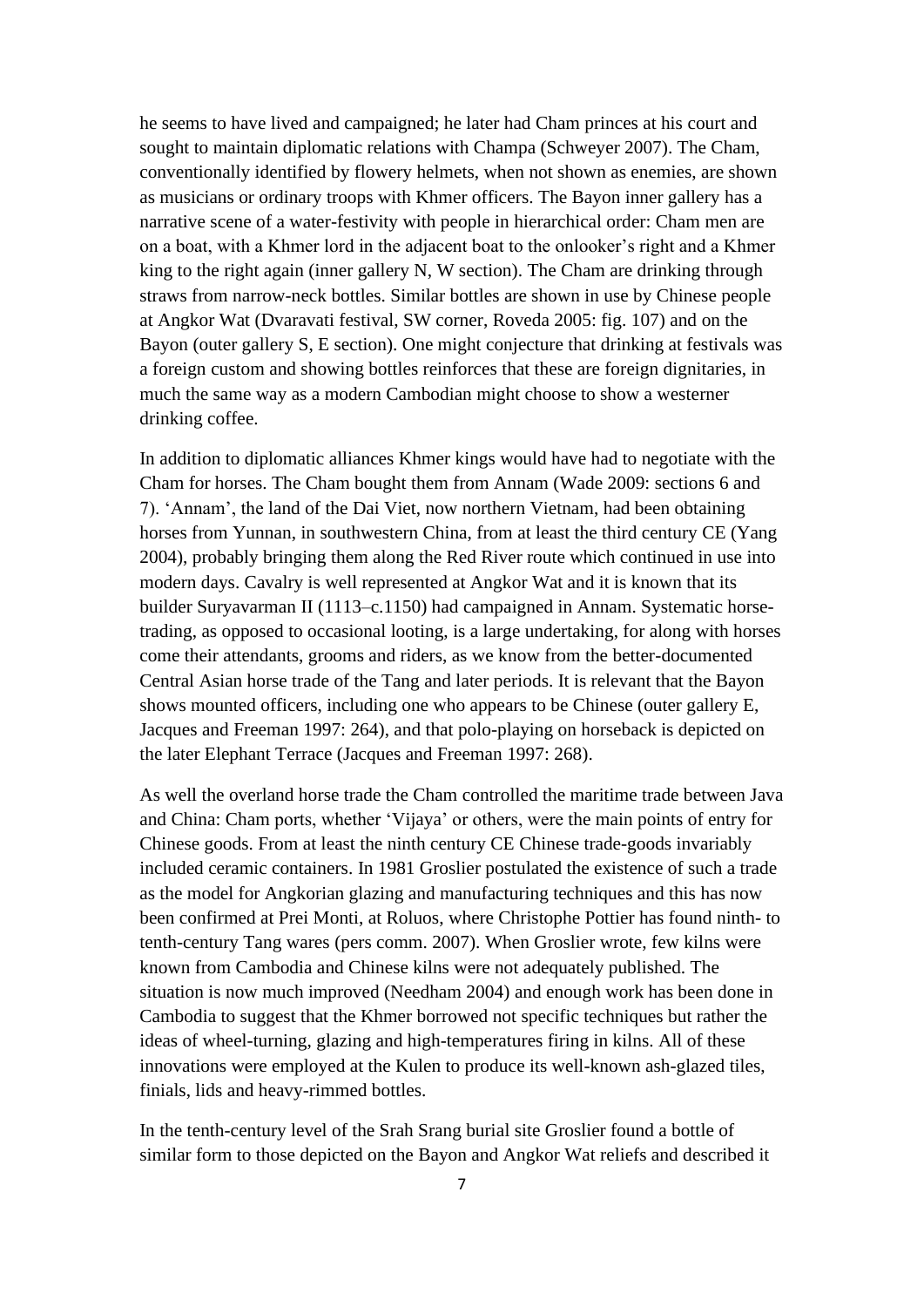he seems to have lived and campaigned; he later had Cham princes at his court and sought to maintain diplomatic relations with Champa (Schweyer 2007). The Cham, conventionally identified by flowery helmets, when not shown as enemies, are shown as musicians or ordinary troops with Khmer officers. The Bayon inner gallery has a narrative scene of a water-festivity with people in hierarchical order: Cham men are on a boat, with a Khmer lord in the adjacent boat to the onlooker's right and a Khmer king to the right again (inner gallery N, W section). The Cham are drinking through straws from narrow-neck bottles. Similar bottles are shown in use by Chinese people at Angkor Wat (Dvaravati festival, SW corner, Roveda 2005: fig. 107) and on the Bayon (outer gallery S, E section). One might conjecture that drinking at festivals was a foreign custom and showing bottles reinforces that these are foreign dignitaries, in much the same way as a modern Cambodian might choose to show a westerner drinking coffee.

In addition to diplomatic alliances Khmer kings would have had to negotiate with the Cham for horses. The Cham bought them from Annam (Wade 2009: sections 6 and 7). 'Annam', the land of the Dai Viet, now northern Vietnam, had been obtaining horses from Yunnan, in southwestern China, from at least the third century CE (Yang 2004), probably bringing them along the Red River route which continued in use into modern days. Cavalry is well represented at Angkor Wat and it is known that its builder Suryavarman II (1113–c.1150) had campaigned in Annam. Systematic horse-trading, as opposed to occasional looting, is a large undertaking, for along with horses come their attendants, grooms and riders, as we know from the better-documented Central Asian horse trade of the Tang and later periods. It is relevant that the Bayon shows mounted officers, including one who appears to be Chinese (outer gallery E, Jacques and Freeman 1997: 264), and that polo-playing on horseback is depicted on the later Elephant Terrace (Jacques and Freeman 1997: 268).

As well the overland horse trade the Cham controlled the maritime trade between Java and China: Cham ports, whether 'Vijaya' or others, were the main points of entry for Chinese goods. From at least the ninth century CE Chinese trade-goods invariably included ceramic containers. In 1981 Groslier postulated the existence of such a trade as the model for Angkorian glazing and manufacturing techniques and this has now been confirmed at Prei Monti, at Roluos, where Christophe Pottier has found ninth- to tenth-century Tang wares (pers comm. 2007). When Groslier wrote, few kilns were known from Cambodia and Chinese kilns were not adequately published. The situation is now much improved (Needham 2004) and enough work has been done in Cambodia to suggest that the Khmer borrowed not specific techniques but rather the ideas of wheel-turning, glazing and high-temperatures firing in kilns. All of these innovations were employed at the Kulen to produce its well-known ash-glazed tiles, finials, lids and heavy-rimmed bottles.

In the tenth-century level of the Srah Srang burial site Groslier found a bottle of similar form to those depicted on the Bayon and Angkor Wat reliefs and described it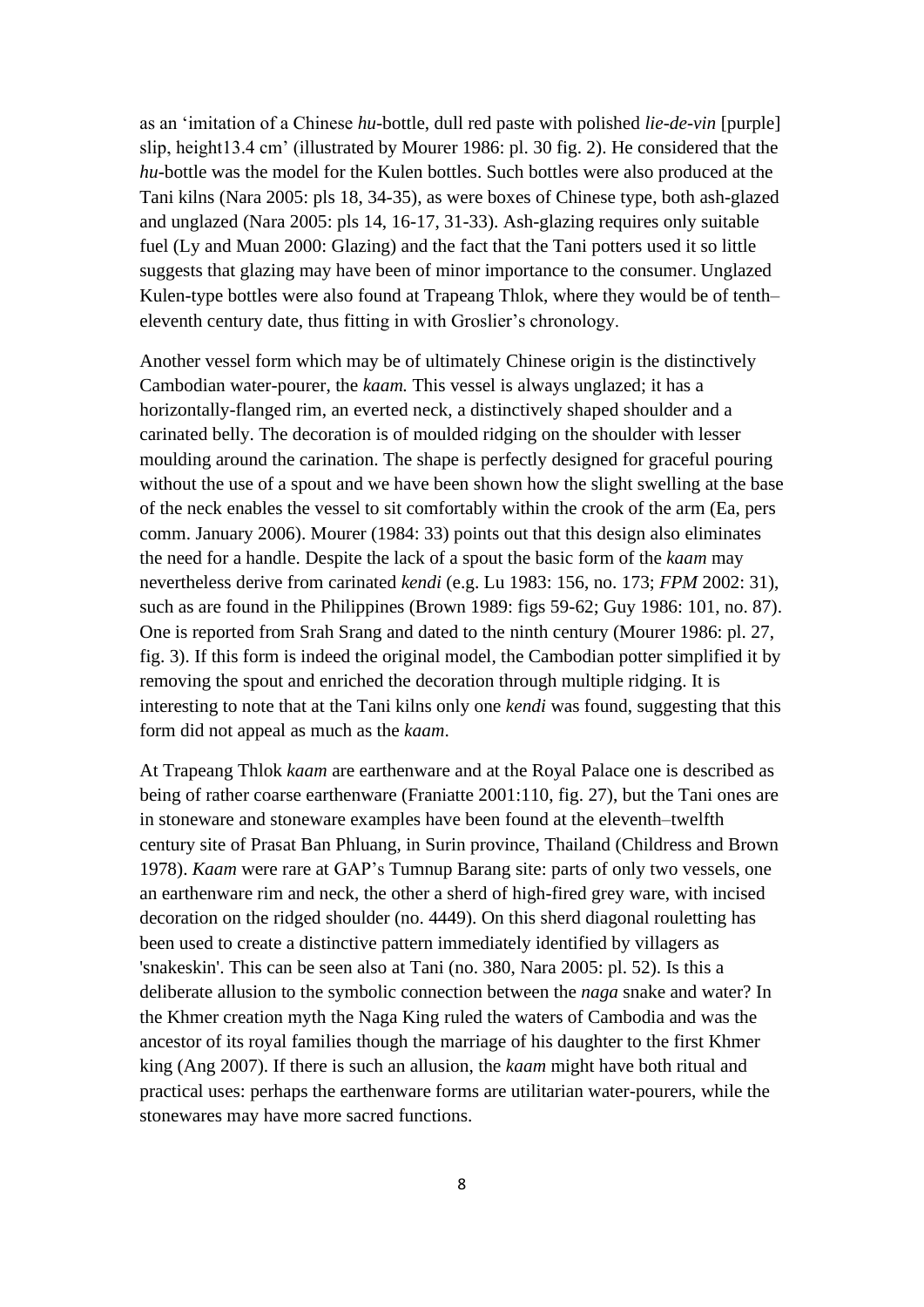as an 'imitation of a Chinese *hu*-bottle, dull red paste with polished *lie-de-vin* [purple] slip, height13.4 cm' (illustrated by Mourer 1986: pl. 30 fig. 2). He considered that the *hu*-bottle was the model for the Kulen bottles. Such bottles were also produced at the Tani kilns (Nara 2005: pls 18, 34-35), as were boxes of Chinese type, both ash-glazed and unglazed (Nara 2005: pls 14, 16-17, 31-33). Ash-glazing requires only suitable fuel (Ly and Muan 2000: Glazing) and the fact that the Tani potters used it so little suggests that glazing may have been of minor importance to the consumer. Unglazed Kulen-type bottles were also found at Trapeang Thlok, where they would be of tenth–eleventh century date, thus fitting in with Groslier's chronology.

Another vessel form which may be of ultimately Chinese origin is the distinctively Cambodian water-pourer, the *kaam.* This vessel is always unglazed; it has a horizontally-flanged rim, an everted neck, a distinctively shaped shoulder and a carinated belly. The decoration is of moulded ridging on the shoulder with lesser moulding around the carination. The shape is perfectly designed for graceful pouring without the use of a spout and we have been shown how the slight swelling at the base of the neck enables the vessel to sit comfortably within the crook of the arm (Ea, pers comm. January 2006). Mourer (1984: 33) points out that this design also eliminates the need for a handle. Despite the lack of a spout the basic form of the *kaam* may nevertheless derive from carinated *kendi* (e.g. Lu 1983: 156, no. 173; *FPM* 2002: 31), such as are found in the Philippines (Brown 1989: figs 59-62; Guy 1986: 101, no. 87). One is reported from Srah Srang and dated to the ninth century (Mourer 1986: pl. 27, fig. 3). If this form is indeed the original model, the Cambodian potter simplified it by removing the spout and enriched the decoration through multiple ridging. It is interesting to note that at the Tani kilns only one *kendi* was found, suggesting that this form did not appeal as much as the *kaam*.

At Trapeang Thlok *kaam* are earthenware and at the Royal Palace one is described as being of rather coarse earthenware (Franiatte 2001:110, fig. 27), but the Tani ones are in stoneware and stoneware examples have been found at the eleventh–twelfth century site of Prasat Ban Phluang, in Surin province, Thailand (Childress and Brown 1978). *Kaam* were rare at GAP's Tumnup Barang site: parts of only two vessels, one an earthenware rim and neck, the other a sherd of high-fired grey ware, with incised decoration on the ridged shoulder (no. 4449). On this sherd diagonal rouletting has been used to create a distinctive pattern immediately identified by villagers as 'snakeskin'. This can be seen also at Tani (no. 380, Nara 2005: pl. 52). Is this a deliberate allusion to the symbolic connection between the *naga* snake and water? In the Khmer creation myth the Naga King ruled the waters of Cambodia and was the ancestor of its royal families though the marriage of his daughter to the first Khmer king (Ang 2007). If there is such an allusion, the *kaam* might have both ritual and practical uses: perhaps the earthenware forms are utilitarian water-pourers, while the stonewares may have more sacred functions.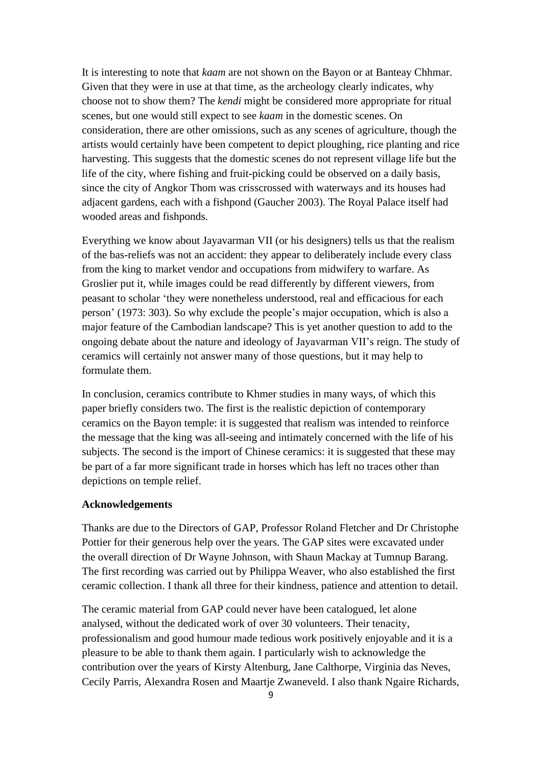It is interesting to note that *kaam* are not shown on the Bayon or at Banteay Chhmar. Given that they were in use at that time, as the archeology clearly indicates, why choose not to show them? The *kendi* might be considered more appropriate for ritual scenes, but one would still expect to see *kaam* in the domestic scenes. On consideration, there are other omissions, such as any scenes of agriculture, though the artists would certainly have been competent to depict ploughing, rice planting and rice harvesting. This suggests that the domestic scenes do not represent village life but the life of the city, where fishing and fruit-picking could be observed on a daily basis, since the city of Angkor Thom was crisscrossed with waterways and its houses had adjacent gardens, each with a fishpond (Gaucher 2003). The Royal Palace itself had wooded areas and fishponds.

Everything we know about Jayavarman VII (or his designers) tells us that the realism of the bas-reliefs was not an accident: they appear to deliberately include every class from the king to market vendor and occupations from midwifery to warfare. As Groslier put it, while images could be read differently by different viewers, from peasant to scholar 'they were nonetheless understood, real and efficacious for each person' (1973: 303). So why exclude the people's major occupation, which is also a major feature of the Cambodian landscape? This is yet another question to add to the ongoing debate about the nature and ideology of Jayavarman VII's reign. The study of ceramics will certainly not answer many of those questions, but it may help to formulate them.

In conclusion, ceramics contribute to Khmer studies in many ways, of which this paper briefly considers two. The first is the realistic depiction of contemporary ceramics on the Bayon temple: it is suggested that realism was intended to reinforce the message that the king was all-seeing and intimately concerned with the life of his subjects. The second is the import of Chinese ceramics: it is suggested that these may be part of a far more significant trade in horses which has left no traces other than depictions on temple relief.

**Acknowledgements**

Thanks are due to the Directors of GAP, Professor Roland Fletcher and Dr Christophe Pottier for their generous help over the years. The GAP sites were excavated under the overall direction of Dr Wayne Johnson, with Shaun Mackay at Tumnup Barang. The first recording was carried out by Philippa Weaver, who also established the first ceramic collection. I thank all three for their kindness, patience and attention to detail.

The ceramic material from GAP could never have been catalogued, let alone analysed, without the dedicated work of over 30 volunteers. Their tenacity, professionalism and good humour made tedious work positively enjoyable and it is a pleasure to be able to thank them again. I particularly wish to acknowledge the contribution over the years of Kirsty Altenburg, Jane Calthorpe, Virginia das Neves, Cecily Parris, Alexandra Rosen and Maartje Zwaneveld. I also thank Ngaire Richards,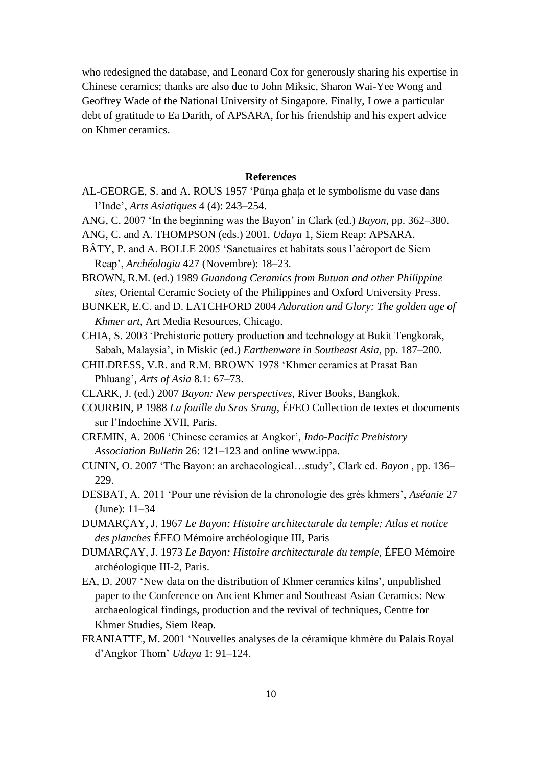who redesigned the database, and Leonard Cox for generously sharing his expertise in Chinese ceramics; thanks are also due to John Miksic, Sharon Wai-Yee Wong and Geoffrey Wade of the National University of Singapore. Finally, I owe a particular debt of gratitude to Ea Darith, of APSARA, for his friendship and his expert advice on Khmer ceramics.

## References

AL-GEORGE, S. and A. ROUS 1957 'Pūrṇa ghaṭa et le symbolisme du vase dans l'Inde', *Arts Asiatiques* 4 (4): 243–254.

ANG, C. 2007 'In the beginning was the Bayon' in Clark (ed.) *Bayon*, pp. 362–380.

ANG, C. and A. THOMPSON (eds.) 2001. *Udaya* 1, Siem Reap: APSARA.

BÂTY, P. and A. BOLLE 2005 'Sanctuaires et habitats sous l'aéroport de Siem Reap', *Archéologia* 427 (Novembre): 18–23.

BROWN, R.M. (ed.) 1989 *Guandong Ceramics from Butuan and other Philippine sites*, Oriental Ceramic Society of the Philippines and Oxford University Press.

BUNKER, E.C. and D. LATCHFORD 2004 *Adoration and Glory: The golden age of Khmer art*, Art Media Resources, Chicago.

CHIA, S. 2003 'Prehistoric pottery production and technology at Bukit Tengkorak, Sabah, Malaysia', in Miskic (ed.) *Earthenware in Southeast Asia*, pp. 187–200.

CHILDRESS, V.R. and R.M. BROWN 1978 'Khmer ceramics at Prasat Ban Phluang', *Arts of Asia* 8.1: 67–73.

CLARK, J. (ed.) 2007 *Bayon: New perspectives*, River Books, Bangkok.

COURBIN, P 1988 *La fouille du Sras Srang*, ÉFEO Collection de textes et documents sur l'Indochine XVII, Paris.

CREMIN, A. 2006 'Chinese ceramics at Angkor', *Indo-Pacific Prehistory Association Bulletin* 26: 121–123 and online www.ippa.

CUNIN, O. 2007 'The Bayon: an archaeological…study', Clark ed. *Bayon* , pp. 136–229.

DESBAT, A. 2011 'Pour une révision de la chronologie des grès khmers', *Aséanie* 27 (June): 11–34

DUMARÇAY, J. 1967 *Le Bayon: Histoire architecturale du temple: Atlas et notice des planches* ÉFEO Mémoire archéologique III, Paris

DUMARÇAY, J. 1973 *Le Bayon: Histoire architecturale du temple*, ÉFEO Mémoire archéologique III-2, Paris.

EA, D. 2007 'New data on the distribution of Khmer ceramics kilns', unpublished paper to the Conference on Ancient Khmer and Southeast Asian Ceramics: New archaeological findings, production and the revival of techniques, Centre for Khmer Studies, Siem Reap.

FRANIATTE, M. 2001 'Nouvelles analyses de la céramique khmère du Palais Royal d'Angkor Thom' *Udaya* 1: 91–124.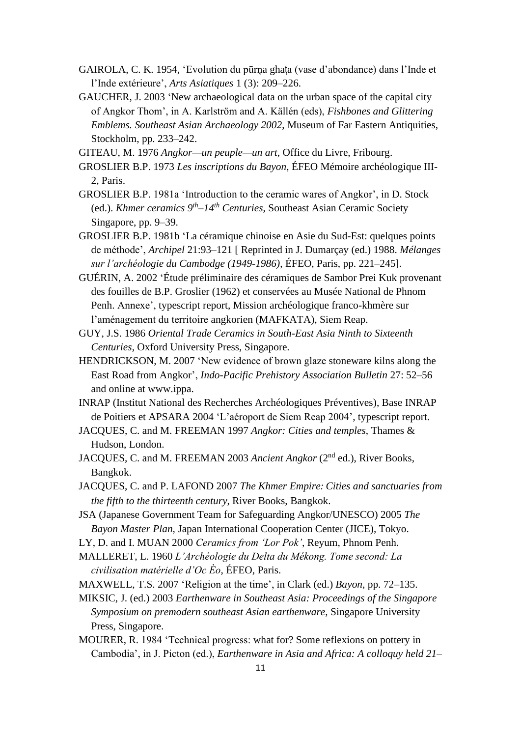GAIROLA, C. K. 1954, 'Evolution du pūrṇa ghaṭa (vase d'abondance) dans l'Inde et l'Inde extérieure', *Arts Asiatiques* 1 (3): 209–226.

GAUCHER, J. 2003 'New archaeological data on the urban space of the capital city of Angkor Thom', in A. Karlström and A. Källén (eds), *Fishbones and Glittering Emblems. Southeast Asian Archaeology 2002*, Museum of Far Eastern Antiquities, Stockholm, pp. 233–242.

GITEAU, M. 1976 *Angkor—un peuple—un art*, Office du Livre, Fribourg.

GROSLIER B.P. 1973 *Les inscriptions du Bayon*, ÉFEO Mémoire archéologique III-2, Paris.

GROSLIER B.P. 1981a 'Introduction to the ceramic wares of Angkor', in D. Stock (ed.). *Khmer ceramics 9th–14th Centuries*, Southeast Asian Ceramic Society Singapore, pp. 9–39.

GROSLIER B.P. 1981b 'La céramique chinoise en Asie du Sud-Est: quelques points de méthode', *Archipel* 21:93–121 [ Reprinted in J. Dumarçay (ed.) 1988. *Mélanges sur l'archéologie du Cambodge (1949-1986)*, ÉFEO, Paris, pp. 221–245].

GUÉRIN, A. 2002 'Étude préliminaire des céramiques de Sambor Prei Kuk provenant des fouilles de B.P. Groslier (1962) et conservées au Musée National de Phnom Penh. Annexe', typescript report, Mission archéologique franco-khmère sur l'aménagement du territoire angkorien (MAFKATA), Siem Reap.

GUY, J.S. 1986 *Oriental Trade Ceramics in South-East Asia Ninth to Sixteenth Centuries*, Oxford University Press, Singapore.

HENDRICKSON, M. 2007 'New evidence of brown glaze stoneware kilns along the East Road from Angkor', *Indo-Pacific Prehistory Association Bulletin* 27: 52–56 and online at www.ippa.

INRAP (Institut National des Recherches Archéologiques Préventives), Base INRAP de Poitiers et APSARA 2004 'L'aéroport de Siem Reap 2004', typescript report.

JACQUES, C. and M. FREEMAN 1997 *Angkor: Cities and temples*, Thames & Hudson, London.

JACQUES, C. and M. FREEMAN 2003 *Ancient Angkor* (2nd ed.), River Books, Bangkok.

JACQUES, C. and P. LAFOND 2007 *The Khmer Empire: Cities and sanctuaries from the fifth to the thirteenth century*, River Books, Bangkok.

JSA (Japanese Government Team for Safeguarding Angkor/UNESCO) 2005 *The Bayon Master Plan*, Japan International Cooperation Center (JICE), Tokyo.

LY, D. and I. MUAN 2000 *Ceramics from 'Lor Pok'*, Reyum, Phnom Penh.

MALLERET, L. 1960 *L'Archéologie du Delta du Mékong. Tome second: La civilisation matérielle d'Oc Èo*, ÉFEO, Paris.

MAXWELL, T.S. 2007 'Religion at the time', in Clark (ed.) *Bayon*, pp. 72–135.

MIKSIC, J. (ed.) 2003 *Earthenware in Southeast Asia: Proceedings of the Singapore Symposium on premodern southeast Asian earthenware*, Singapore University Press, Singapore.

MOURER, R. 1984 'Technical progress: what for? Some reflexions on pottery in Cambodia', in J. Picton (ed.), *Earthenware in Asia and Africa: A colloquy held 21–*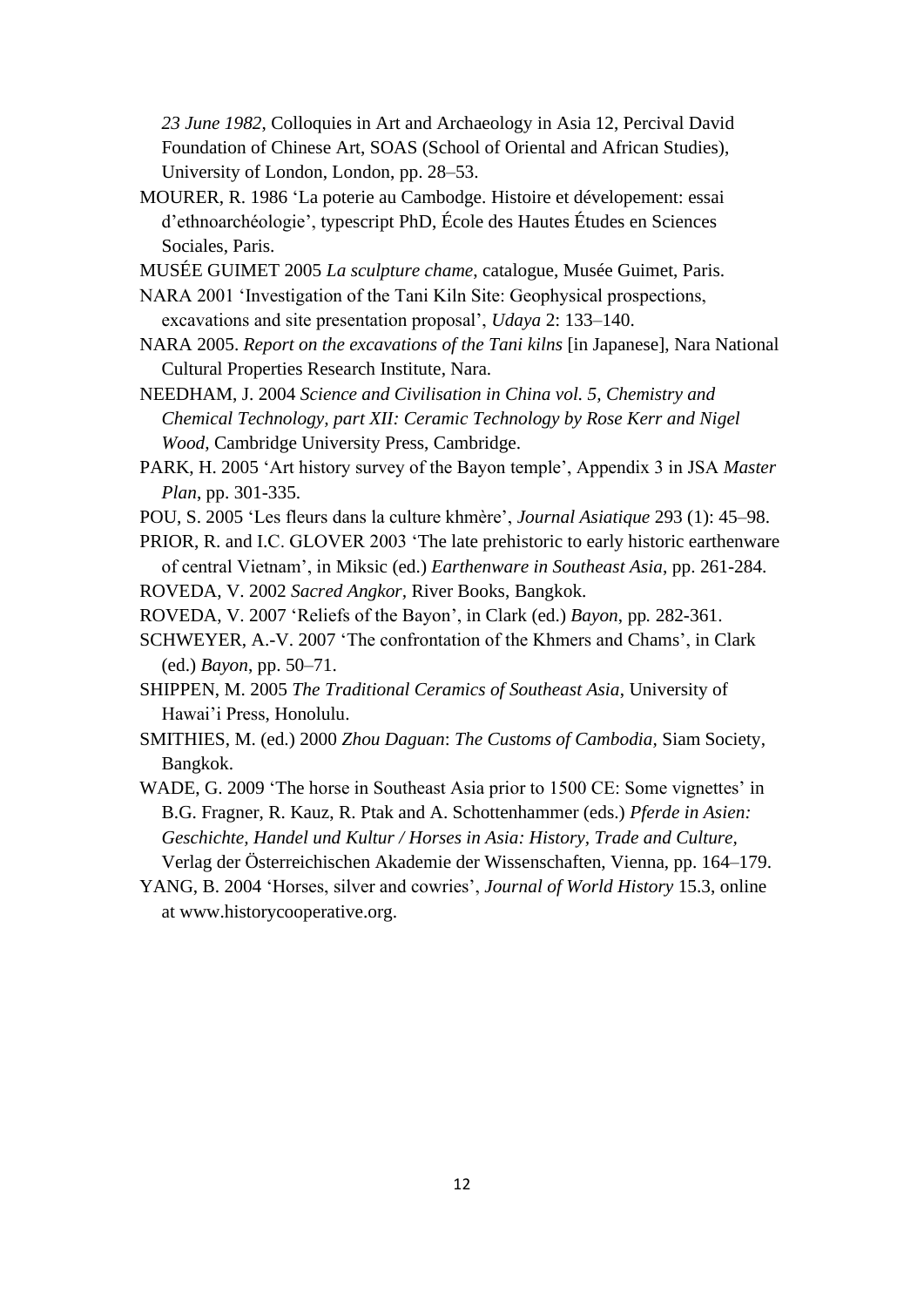*23 June 1982*, Colloquies in Art and Archaeology in Asia 12, Percival David Foundation of Chinese Art, SOAS (School of Oriental and African Studies), University of London, London, pp. 28–53.

MOURER, R. 1986 'La poterie au Cambodge. Histoire et dévelopement: essai d'ethnoarchéologie', typescript PhD, École des Hautes Études en Sciences Sociales, Paris.

MUSÉE GUIMET 2005 *La sculpture chame*, catalogue, Musée Guimet, Paris.

NARA 2001 'Investigation of the Tani Kiln Site: Geophysical prospections, excavations and site presentation proposal', *Udaya* 2: 133–140.

NARA 2005. *Report on the excavations of the Tani kilns* [in Japanese], Nara National Cultural Properties Research Institute, Nara.

NEEDHAM, J. 2004 *Science and Civilisation in China vol. 5, Chemistry and Chemical Technology, part XII: Ceramic Technology by Rose Kerr and Nigel Wood*, Cambridge University Press, Cambridge.

PARK, H. 2005 'Art history survey of the Bayon temple', Appendix 3 in JSA *Master Plan*, pp. 301-335.

POU, S. 2005 'Les fleurs dans la culture khmère', *Journal Asiatique* 293 (1): 45–98.

PRIOR, R. and I.C. GLOVER 2003 'The late prehistoric to early historic earthenware of central Vietnam', in Miksic (ed.) *Earthenware in Southeast Asia*, pp. 261-284.

ROVEDA, V. 2002 *Sacred Angkor*, River Books, Bangkok.

ROVEDA, V. 2007 'Reliefs of the Bayon', in Clark (ed.) *Bayon*, pp. 282-361.

SCHWEYER, A.-V. 2007 'The confrontation of the Khmers and Chams', in Clark (ed.) *Bayon*, pp. 50–71.

SHIPPEN, M. 2005 *The Traditional Ceramics of Southeast Asia*, University of Hawai'i Press, Honolulu.

SMITHIES, M. (ed.) 2000 *Zhou Daguan*: *The Customs of Cambodia*, Siam Society, Bangkok.

WADE, G. 2009 'The horse in Southeast Asia prior to 1500 CE: Some vignettes' in B.G. Fragner, R. Kauz, R. Ptak and A. Schottenhammer (eds.) *Pferde in Asien: Geschichte, Handel und Kultur / Horses in Asia: History, Trade and Culture*, Verlag der Österreichischen Akademie der Wissenschaften, Vienna, pp. 164–179.

YANG, B. 2004 'Horses, silver and cowries', *Journal of World History* 15.3, online at www.historycooperative.org.